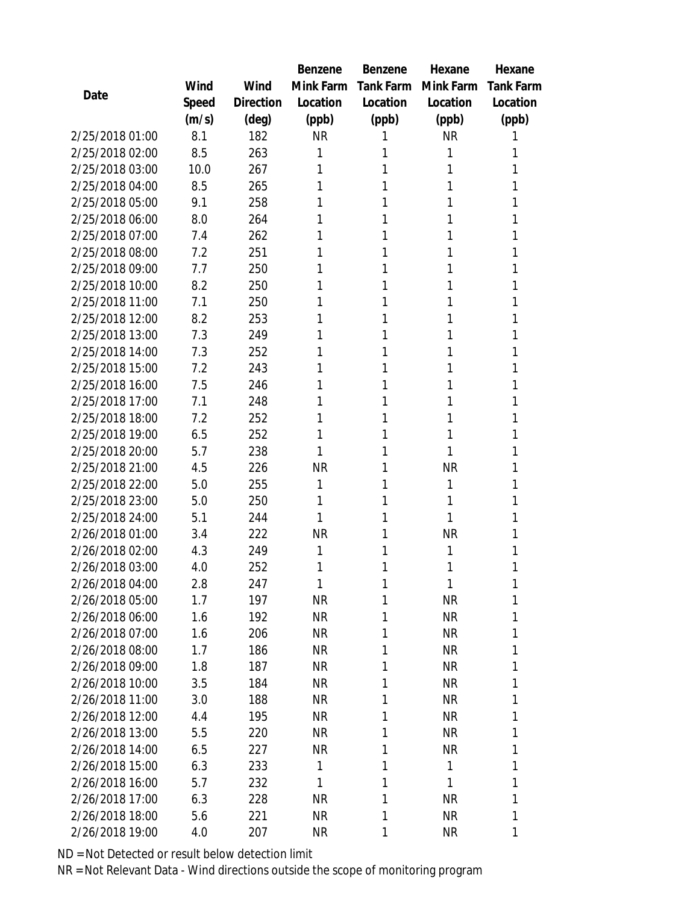| Date | Wind Speed (m/s) | Wind Direction (deg) | Benzene Mink Farm Location (ppb) | Benzene Tank Farm Location (ppb) | Hexane Mink Farm Location (ppb) | Hexane Tank Farm Location (ppb) |
|---|---|---|---|---|---|---|
| 2/25/2018 01:00 | 8.1 | 182 | NR | 1 | NR | 1 |
| 2/25/2018 02:00 | 8.5 | 263 | 1 | 1 | 1 | 1 |
| 2/25/2018 03:00 | 10.0 | 267 | 1 | 1 | 1 | 1 |
| 2/25/2018 04:00 | 8.5 | 265 | 1 | 1 | 1 | 1 |
| 2/25/2018 05:00 | 9.1 | 258 | 1 | 1 | 1 | 1 |
| 2/25/2018 06:00 | 8.0 | 264 | 1 | 1 | 1 | 1 |
| 2/25/2018 07:00 | 7.4 | 262 | 1 | 1 | 1 | 1 |
| 2/25/2018 08:00 | 7.2 | 251 | 1 | 1 | 1 | 1 |
| 2/25/2018 09:00 | 7.7 | 250 | 1 | 1 | 1 | 1 |
| 2/25/2018 10:00 | 8.2 | 250 | 1 | 1 | 1 | 1 |
| 2/25/2018 11:00 | 7.1 | 250 | 1 | 1 | 1 | 1 |
| 2/25/2018 12:00 | 8.2 | 253 | 1 | 1 | 1 | 1 |
| 2/25/2018 13:00 | 7.3 | 249 | 1 | 1 | 1 | 1 |
| 2/25/2018 14:00 | 7.3 | 252 | 1 | 1 | 1 | 1 |
| 2/25/2018 15:00 | 7.2 | 243 | 1 | 1 | 1 | 1 |
| 2/25/2018 16:00 | 7.5 | 246 | 1 | 1 | 1 | 1 |
| 2/25/2018 17:00 | 7.1 | 248 | 1 | 1 | 1 | 1 |
| 2/25/2018 18:00 | 7.2 | 252 | 1 | 1 | 1 | 1 |
| 2/25/2018 19:00 | 6.5 | 252 | 1 | 1 | 1 | 1 |
| 2/25/2018 20:00 | 5.7 | 238 | 1 | 1 | 1 | 1 |
| 2/25/2018 21:00 | 4.5 | 226 | NR | 1 | NR | 1 |
| 2/25/2018 22:00 | 5.0 | 255 | 1 | 1 | 1 | 1 |
| 2/25/2018 23:00 | 5.0 | 250 | 1 | 1 | 1 | 1 |
| 2/25/2018 24:00 | 5.1 | 244 | 1 | 1 | 1 | 1 |
| 2/26/2018 01:00 | 3.4 | 222 | NR | 1 | NR | 1 |
| 2/26/2018 02:00 | 4.3 | 249 | 1 | 1 | 1 | 1 |
| 2/26/2018 03:00 | 4.0 | 252 | 1 | 1 | 1 | 1 |
| 2/26/2018 04:00 | 2.8 | 247 | 1 | 1 | 1 | 1 |
| 2/26/2018 05:00 | 1.7 | 197 | NR | 1 | NR | 1 |
| 2/26/2018 06:00 | 1.6 | 192 | NR | 1 | NR | 1 |
| 2/26/2018 07:00 | 1.6 | 206 | NR | 1 | NR | 1 |
| 2/26/2018 08:00 | 1.7 | 186 | NR | 1 | NR | 1 |
| 2/26/2018 09:00 | 1.8 | 187 | NR | 1 | NR | 1 |
| 2/26/2018 10:00 | 3.5 | 184 | NR | 1 | NR | 1 |
| 2/26/2018 11:00 | 3.0 | 188 | NR | 1 | NR | 1 |
| 2/26/2018 12:00 | 4.4 | 195 | NR | 1 | NR | 1 |
| 2/26/2018 13:00 | 5.5 | 220 | NR | 1 | NR | 1 |
| 2/26/2018 14:00 | 6.5 | 227 | NR | 1 | NR | 1 |
| 2/26/2018 15:00 | 6.3 | 233 | 1 | 1 | 1 | 1 |
| 2/26/2018 16:00 | 5.7 | 232 | 1 | 1 | 1 | 1 |
| 2/26/2018 17:00 | 6.3 | 228 | NR | 1 | NR | 1 |
| 2/26/2018 18:00 | 5.6 | 221 | NR | 1 | NR | 1 |
| 2/26/2018 19:00 | 4.0 | 207 | NR | 1 | NR | 1 |

ND = Not Detected or result below detection limit

NR = Not Relevant Data - Wind directions outside the scope of monitoring program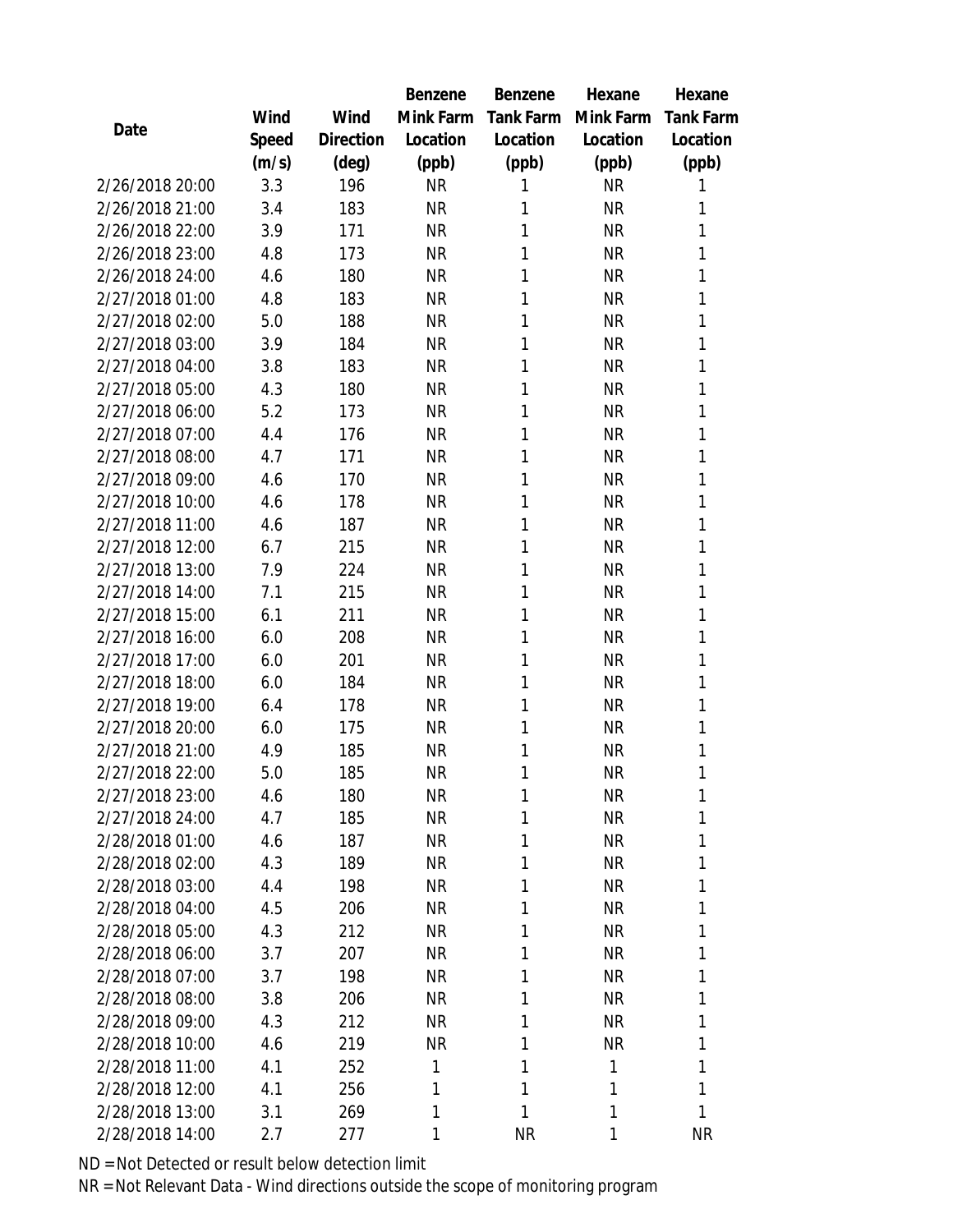| Date | Wind Speed (m/s) | Wind Direction (deg) | Benzene Mink Farm Location (ppb) | Benzene Tank Farm Location (ppb) | Hexane Mink Farm Location (ppb) | Hexane Tank Farm Location (ppb) |
|---|---|---|---|---|---|---|
| 2/26/2018 20:00 | 3.3 | 196 | NR | 1 | NR | 1 |
| 2/26/2018 21:00 | 3.4 | 183 | NR | 1 | NR | 1 |
| 2/26/2018 22:00 | 3.9 | 171 | NR | 1 | NR | 1 |
| 2/26/2018 23:00 | 4.8 | 173 | NR | 1 | NR | 1 |
| 2/26/2018 24:00 | 4.6 | 180 | NR | 1 | NR | 1 |
| 2/27/2018 01:00 | 4.8 | 183 | NR | 1 | NR | 1 |
| 2/27/2018 02:00 | 5.0 | 188 | NR | 1 | NR | 1 |
| 2/27/2018 03:00 | 3.9 | 184 | NR | 1 | NR | 1 |
| 2/27/2018 04:00 | 3.8 | 183 | NR | 1 | NR | 1 |
| 2/27/2018 05:00 | 4.3 | 180 | NR | 1 | NR | 1 |
| 2/27/2018 06:00 | 5.2 | 173 | NR | 1 | NR | 1 |
| 2/27/2018 07:00 | 4.4 | 176 | NR | 1 | NR | 1 |
| 2/27/2018 08:00 | 4.7 | 171 | NR | 1 | NR | 1 |
| 2/27/2018 09:00 | 4.6 | 170 | NR | 1 | NR | 1 |
| 2/27/2018 10:00 | 4.6 | 178 | NR | 1 | NR | 1 |
| 2/27/2018 11:00 | 4.6 | 187 | NR | 1 | NR | 1 |
| 2/27/2018 12:00 | 6.7 | 215 | NR | 1 | NR | 1 |
| 2/27/2018 13:00 | 7.9 | 224 | NR | 1 | NR | 1 |
| 2/27/2018 14:00 | 7.1 | 215 | NR | 1 | NR | 1 |
| 2/27/2018 15:00 | 6.1 | 211 | NR | 1 | NR | 1 |
| 2/27/2018 16:00 | 6.0 | 208 | NR | 1 | NR | 1 |
| 2/27/2018 17:00 | 6.0 | 201 | NR | 1 | NR | 1 |
| 2/27/2018 18:00 | 6.0 | 184 | NR | 1 | NR | 1 |
| 2/27/2018 19:00 | 6.4 | 178 | NR | 1 | NR | 1 |
| 2/27/2018 20:00 | 6.0 | 175 | NR | 1 | NR | 1 |
| 2/27/2018 21:00 | 4.9 | 185 | NR | 1 | NR | 1 |
| 2/27/2018 22:00 | 5.0 | 185 | NR | 1 | NR | 1 |
| 2/27/2018 23:00 | 4.6 | 180 | NR | 1 | NR | 1 |
| 2/27/2018 24:00 | 4.7 | 185 | NR | 1 | NR | 1 |
| 2/28/2018 01:00 | 4.6 | 187 | NR | 1 | NR | 1 |
| 2/28/2018 02:00 | 4.3 | 189 | NR | 1 | NR | 1 |
| 2/28/2018 03:00 | 4.4 | 198 | NR | 1 | NR | 1 |
| 2/28/2018 04:00 | 4.5 | 206 | NR | 1 | NR | 1 |
| 2/28/2018 05:00 | 4.3 | 212 | NR | 1 | NR | 1 |
| 2/28/2018 06:00 | 3.7 | 207 | NR | 1 | NR | 1 |
| 2/28/2018 07:00 | 3.7 | 198 | NR | 1 | NR | 1 |
| 2/28/2018 08:00 | 3.8 | 206 | NR | 1 | NR | 1 |
| 2/28/2018 09:00 | 4.3 | 212 | NR | 1 | NR | 1 |
| 2/28/2018 10:00 | 4.6 | 219 | NR | 1 | NR | 1 |
| 2/28/2018 11:00 | 4.1 | 252 | 1 | 1 | 1 | 1 |
| 2/28/2018 12:00 | 4.1 | 256 | 1 | 1 | 1 | 1 |
| 2/28/2018 13:00 | 3.1 | 269 | 1 | 1 | 1 | 1 |
| 2/28/2018 14:00 | 2.7 | 277 | 1 | NR | 1 | NR |

ND = Not Detected or result below detection limit

NR = Not Relevant Data - Wind directions outside the scope of monitoring program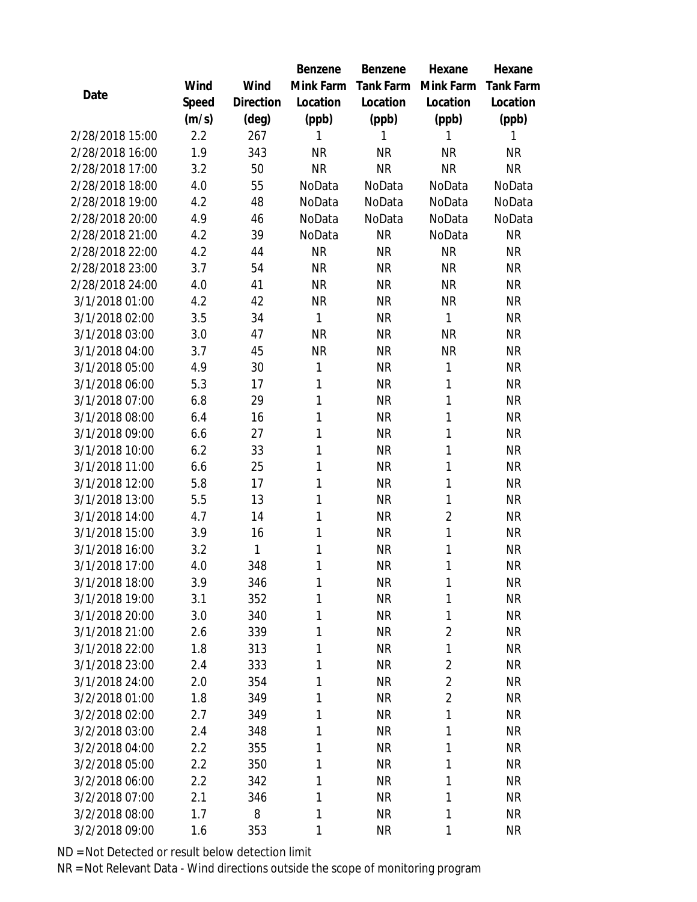| Date | Wind Speed (m/s) | Wind Direction (deg) | Benzene Mink Farm Location (ppb) | Benzene Tank Farm Location (ppb) | Hexane Mink Farm Location (ppb) | Hexane Tank Farm Location (ppb) |
|---|---|---|---|---|---|---|
| 2/28/2018 15:00 | 2.2 | 267 | 1 | 1 | 1 | 1 |
| 2/28/2018 16:00 | 1.9 | 343 | NR | NR | NR | NR |
| 2/28/2018 17:00 | 3.2 | 50 | NR | NR | NR | NR |
| 2/28/2018 18:00 | 4.0 | 55 | NoData | NoData | NoData | NoData |
| 2/28/2018 19:00 | 4.2 | 48 | NoData | NoData | NoData | NoData |
| 2/28/2018 20:00 | 4.9 | 46 | NoData | NoData | NoData | NoData |
| 2/28/2018 21:00 | 4.2 | 39 | NoData | NR | NoData | NR |
| 2/28/2018 22:00 | 4.2 | 44 | NR | NR | NR | NR |
| 2/28/2018 23:00 | 3.7 | 54 | NR | NR | NR | NR |
| 2/28/2018 24:00 | 4.0 | 41 | NR | NR | NR | NR |
| 3/1/2018 01:00 | 4.2 | 42 | NR | NR | NR | NR |
| 3/1/2018 02:00 | 3.5 | 34 | 1 | NR | 1 | NR |
| 3/1/2018 03:00 | 3.0 | 47 | NR | NR | NR | NR |
| 3/1/2018 04:00 | 3.7 | 45 | NR | NR | NR | NR |
| 3/1/2018 05:00 | 4.9 | 30 | 1 | NR | 1 | NR |
| 3/1/2018 06:00 | 5.3 | 17 | 1 | NR | 1 | NR |
| 3/1/2018 07:00 | 6.8 | 29 | 1 | NR | 1 | NR |
| 3/1/2018 08:00 | 6.4 | 16 | 1 | NR | 1 | NR |
| 3/1/2018 09:00 | 6.6 | 27 | 1 | NR | 1 | NR |
| 3/1/2018 10:00 | 6.2 | 33 | 1 | NR | 1 | NR |
| 3/1/2018 11:00 | 6.6 | 25 | 1 | NR | 1 | NR |
| 3/1/2018 12:00 | 5.8 | 17 | 1 | NR | 1 | NR |
| 3/1/2018 13:00 | 5.5 | 13 | 1 | NR | 1 | NR |
| 3/1/2018 14:00 | 4.7 | 14 | 1 | NR | 2 | NR |
| 3/1/2018 15:00 | 3.9 | 16 | 1 | NR | 1 | NR |
| 3/1/2018 16:00 | 3.2 | 1 | 1 | NR | 1 | NR |
| 3/1/2018 17:00 | 4.0 | 348 | 1 | NR | 1 | NR |
| 3/1/2018 18:00 | 3.9 | 346 | 1 | NR | 1 | NR |
| 3/1/2018 19:00 | 3.1 | 352 | 1 | NR | 1 | NR |
| 3/1/2018 20:00 | 3.0 | 340 | 1 | NR | 1 | NR |
| 3/1/2018 21:00 | 2.6 | 339 | 1 | NR | 2 | NR |
| 3/1/2018 22:00 | 1.8 | 313 | 1 | NR | 1 | NR |
| 3/1/2018 23:00 | 2.4 | 333 | 1 | NR | 2 | NR |
| 3/1/2018 24:00 | 2.0 | 354 | 1 | NR | 2 | NR |
| 3/2/2018 01:00 | 1.8 | 349 | 1 | NR | 2 | NR |
| 3/2/2018 02:00 | 2.7 | 349 | 1 | NR | 1 | NR |
| 3/2/2018 03:00 | 2.4 | 348 | 1 | NR | 1 | NR |
| 3/2/2018 04:00 | 2.2 | 355 | 1 | NR | 1 | NR |
| 3/2/2018 05:00 | 2.2 | 350 | 1 | NR | 1 | NR |
| 3/2/2018 06:00 | 2.2 | 342 | 1 | NR | 1 | NR |
| 3/2/2018 07:00 | 2.1 | 346 | 1 | NR | 1 | NR |
| 3/2/2018 08:00 | 1.7 | 8 | 1 | NR | 1 | NR |
| 3/2/2018 09:00 | 1.6 | 353 | 1 | NR | 1 | NR |

ND = Not Detected or result below detection limit

NR = Not Relevant Data - Wind directions outside the scope of monitoring program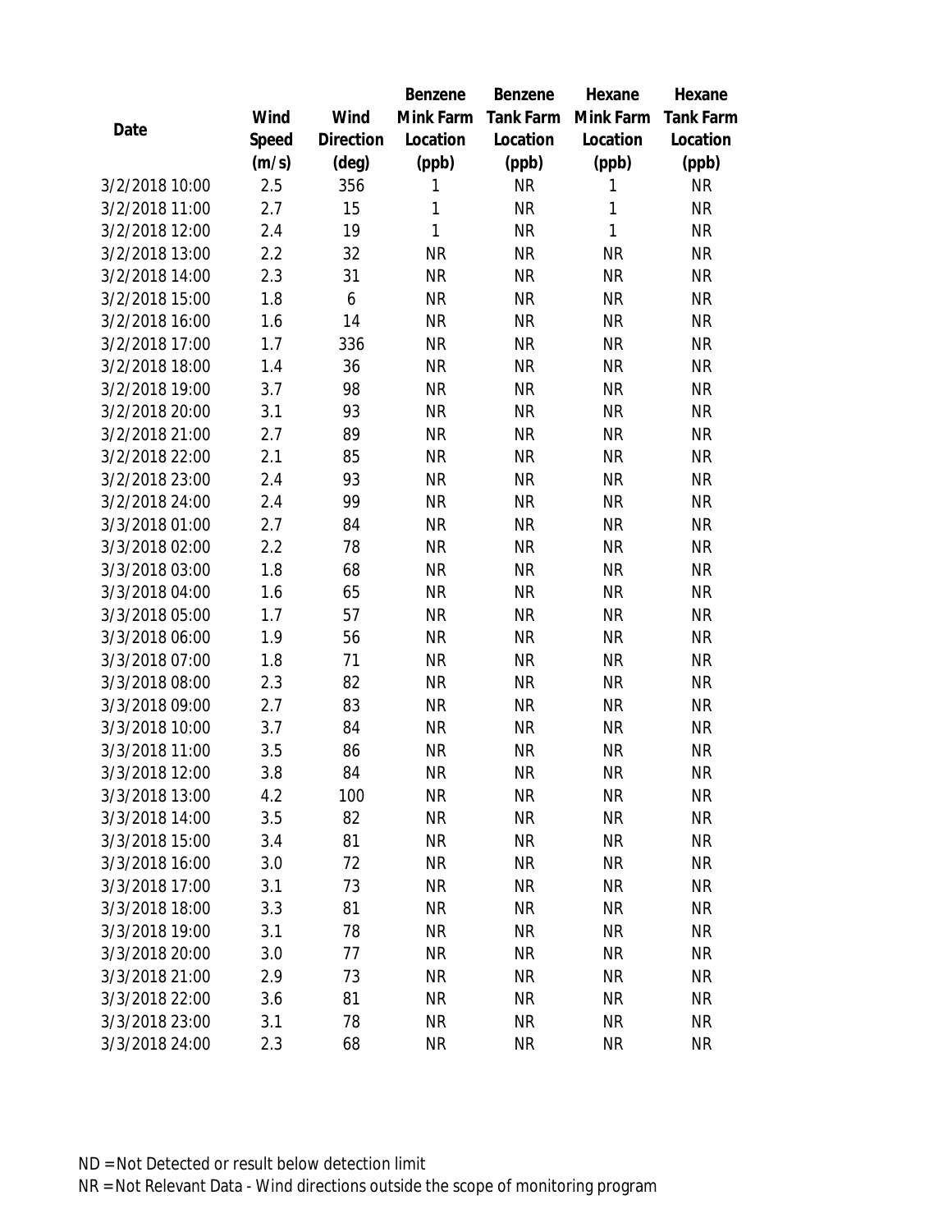| Date | Wind Speed (m/s) | Wind Direction (deg) | Benzene Mink Farm Location (ppb) | Benzene Tank Farm Location (ppb) | Hexane Mink Farm Location (ppb) | Hexane Tank Farm Location (ppb) |
|---|---|---|---|---|---|---|
| 3/2/2018 10:00 | 2.5 | 356 | 1 | NR | 1 | NR |
| 3/2/2018 11:00 | 2.7 | 15 | 1 | NR | 1 | NR |
| 3/2/2018 12:00 | 2.4 | 19 | 1 | NR | 1 | NR |
| 3/2/2018 13:00 | 2.2 | 32 | NR | NR | NR | NR |
| 3/2/2018 14:00 | 2.3 | 31 | NR | NR | NR | NR |
| 3/2/2018 15:00 | 1.8 | 6 | NR | NR | NR | NR |
| 3/2/2018 16:00 | 1.6 | 14 | NR | NR | NR | NR |
| 3/2/2018 17:00 | 1.7 | 336 | NR | NR | NR | NR |
| 3/2/2018 18:00 | 1.4 | 36 | NR | NR | NR | NR |
| 3/2/2018 19:00 | 3.7 | 98 | NR | NR | NR | NR |
| 3/2/2018 20:00 | 3.1 | 93 | NR | NR | NR | NR |
| 3/2/2018 21:00 | 2.7 | 89 | NR | NR | NR | NR |
| 3/2/2018 22:00 | 2.1 | 85 | NR | NR | NR | NR |
| 3/2/2018 23:00 | 2.4 | 93 | NR | NR | NR | NR |
| 3/2/2018 24:00 | 2.4 | 99 | NR | NR | NR | NR |
| 3/3/2018 01:00 | 2.7 | 84 | NR | NR | NR | NR |
| 3/3/2018 02:00 | 2.2 | 78 | NR | NR | NR | NR |
| 3/3/2018 03:00 | 1.8 | 68 | NR | NR | NR | NR |
| 3/3/2018 04:00 | 1.6 | 65 | NR | NR | NR | NR |
| 3/3/2018 05:00 | 1.7 | 57 | NR | NR | NR | NR |
| 3/3/2018 06:00 | 1.9 | 56 | NR | NR | NR | NR |
| 3/3/2018 07:00 | 1.8 | 71 | NR | NR | NR | NR |
| 3/3/2018 08:00 | 2.3 | 82 | NR | NR | NR | NR |
| 3/3/2018 09:00 | 2.7 | 83 | NR | NR | NR | NR |
| 3/3/2018 10:00 | 3.7 | 84 | NR | NR | NR | NR |
| 3/3/2018 11:00 | 3.5 | 86 | NR | NR | NR | NR |
| 3/3/2018 12:00 | 3.8 | 84 | NR | NR | NR | NR |
| 3/3/2018 13:00 | 4.2 | 100 | NR | NR | NR | NR |
| 3/3/2018 14:00 | 3.5 | 82 | NR | NR | NR | NR |
| 3/3/2018 15:00 | 3.4 | 81 | NR | NR | NR | NR |
| 3/3/2018 16:00 | 3.0 | 72 | NR | NR | NR | NR |
| 3/3/2018 17:00 | 3.1 | 73 | NR | NR | NR | NR |
| 3/3/2018 18:00 | 3.3 | 81 | NR | NR | NR | NR |
| 3/3/2018 19:00 | 3.1 | 78 | NR | NR | NR | NR |
| 3/3/2018 20:00 | 3.0 | 77 | NR | NR | NR | NR |
| 3/3/2018 21:00 | 2.9 | 73 | NR | NR | NR | NR |
| 3/3/2018 22:00 | 3.6 | 81 | NR | NR | NR | NR |
| 3/3/2018 23:00 | 3.1 | 78 | NR | NR | NR | NR |
| 3/3/2018 24:00 | 2.3 | 68 | NR | NR | NR | NR |

ND = Not Detected or result below detection limit

NR = Not Relevant Data - Wind directions outside the scope of monitoring program